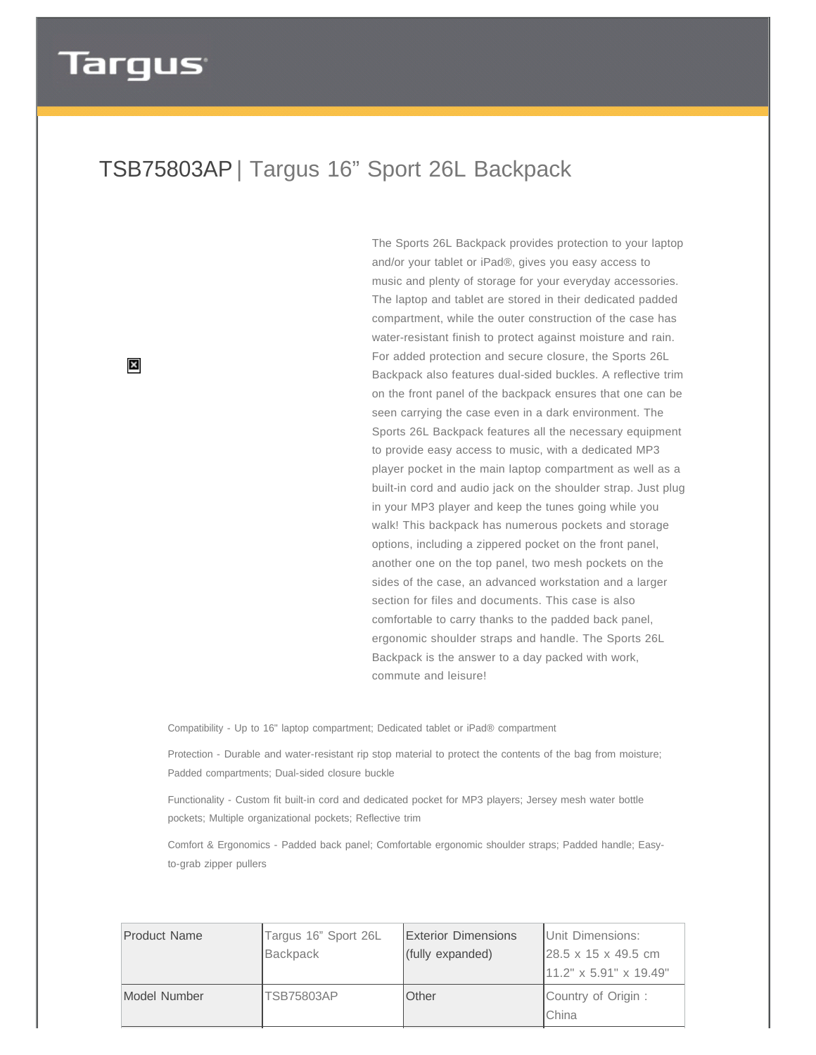Targus

# TSB75803AP | Targus 16” Sport 26L Backpack

The Sports 26L Backpack provides protection to your laptop and/or your tablet or iPad®, gives you easy access to music and plenty of storage for your everyday accessories. The laptop and tablet are stored in their dedicated padded compartment, while the outer construction of the case has water-resistant finish to protect against moisture and rain. For added protection and secure closure, the Sports 26L Backpack also features dual-sided buckles. A reflective trim on the front panel of the backpack ensures that one can be seen carrying the case even in a dark environment. The Sports 26L Backpack features all the necessary equipment to provide easy access to music, with a dedicated MP3 player pocket in the main laptop compartment as well as a built-in cord and audio jack on the shoulder strap. Just plug in your MP3 player and keep the tunes going while you walk! This backpack has numerous pockets and storage options, including a zippered pocket on the front panel, another one on the top panel, two mesh pockets on the sides of the case, an advanced workstation and a larger section for files and documents. This case is also comfortable to carry thanks to the padded back panel, ergonomic shoulder straps and handle. The Sports 26L Backpack is the answer to a day packed with work, commute and leisure!

Compatibility - Up to 16" laptop compartment; Dedicated tablet or iPad® compartment

Protection - Durable and water-resistant rip stop material to protect the contents of the bag from moisture; Padded compartments; Dual-sided closure buckle

Functionality - Custom fit built-in cord and dedicated pocket for MP3 players; Jersey mesh water bottle pockets; Multiple organizational pockets; Reflective trim

Comfort & Ergonomics - Padded back panel; Comfortable ergonomic shoulder straps; Padded handle; Easy-to-grab zipper pullers

| Product Name | Targus 16” Sport 26L Backpack | Exterior Dimensions (fully expanded) | Unit Dimensions: 28.5 x 15 x 49.5 cm 11.2" x 5.91" x 19.49" |
|---|---|---|---|
| Model Number | TSB75803AP | Other | Country of Origin : China |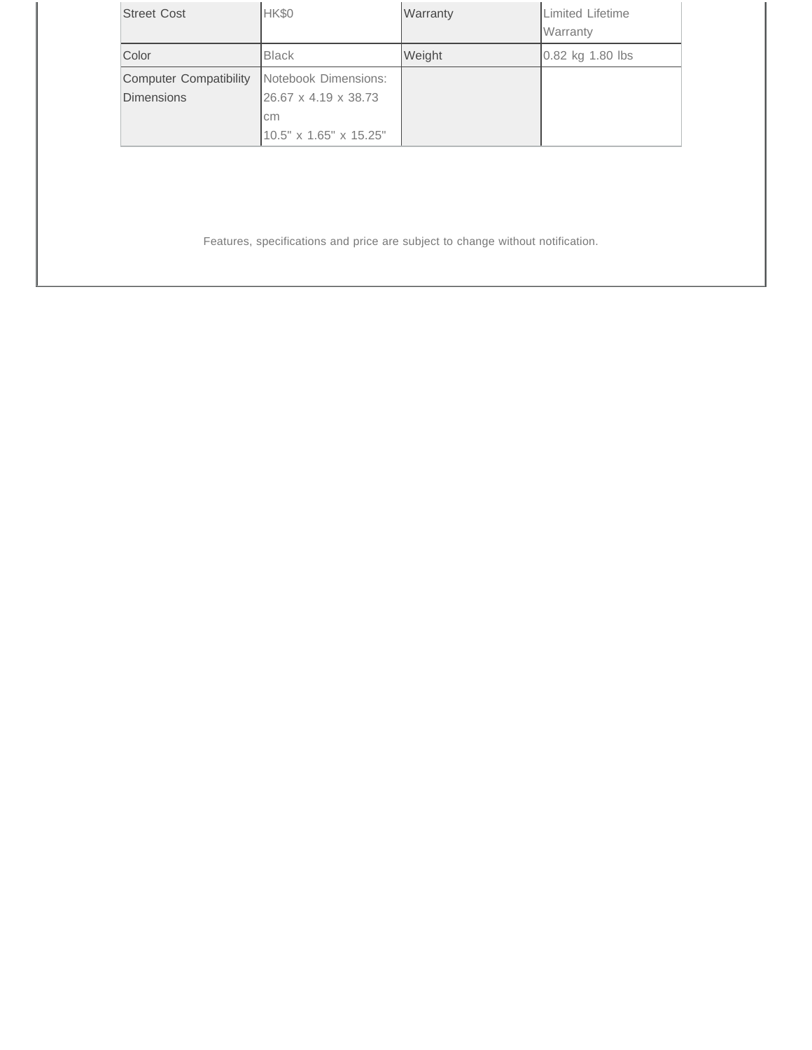| | | | |
|---|---|---|---|
| Street Cost | HK$0 | Warranty | Limited Lifetime Warranty |
| Color | Black | Weight | 0.82 kg 1.80 lbs |
| Computer Compatibility Dimensions | Notebook Dimensions: 26.67 x 4.19 x 38.73 cm 10.5" x 1.65" x 15.25" | | |

Features, specifications and price are subject to change without notification.